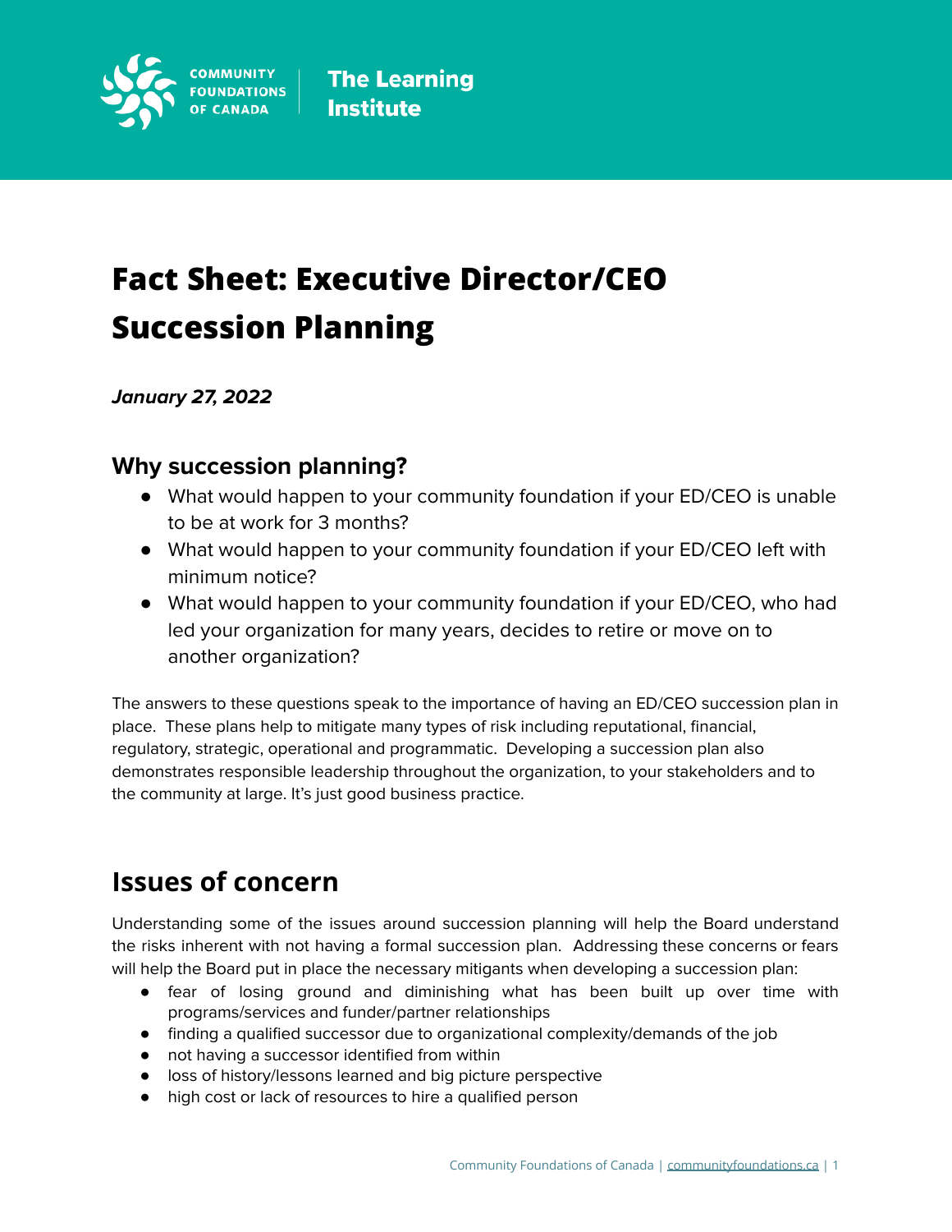Community Foundations of Canada | The Learning Institute

# Fact Sheet: Executive Director/CEO Succession Planning

***January 27, 2022***

### Why succession planning?

- What would happen to your community foundation if your ED/CEO is unable to be at work for 3 months?
- What would happen to your community foundation if your ED/CEO left with minimum notice?
- What would happen to your community foundation if your ED/CEO, who had led your organization for many years, decides to retire or move on to another organization?

The answers to these questions speak to the importance of having an ED/CEO succession plan in place. These plans help to mitigate many types of risk including reputational, financial, regulatory, strategic, operational and programmatic. Developing a succession plan also demonstrates responsible leadership throughout the organization, to your stakeholders and to the community at large. It's just good business practice.

## Issues of concern

Understanding some of the issues around succession planning will help the Board understand the risks inherent with not having a formal succession plan. Addressing these concerns or fears will help the Board put in place the necessary mitigants when developing a succession plan:

- fear of losing ground and diminishing what has been built up over time with programs/services and funder/partner relationships
- finding a qualified successor due to organizational complexity/demands of the job
- not having a successor identified from within
- loss of history/lessons learned and big picture perspective
- high cost or lack of resources to hire a qualified person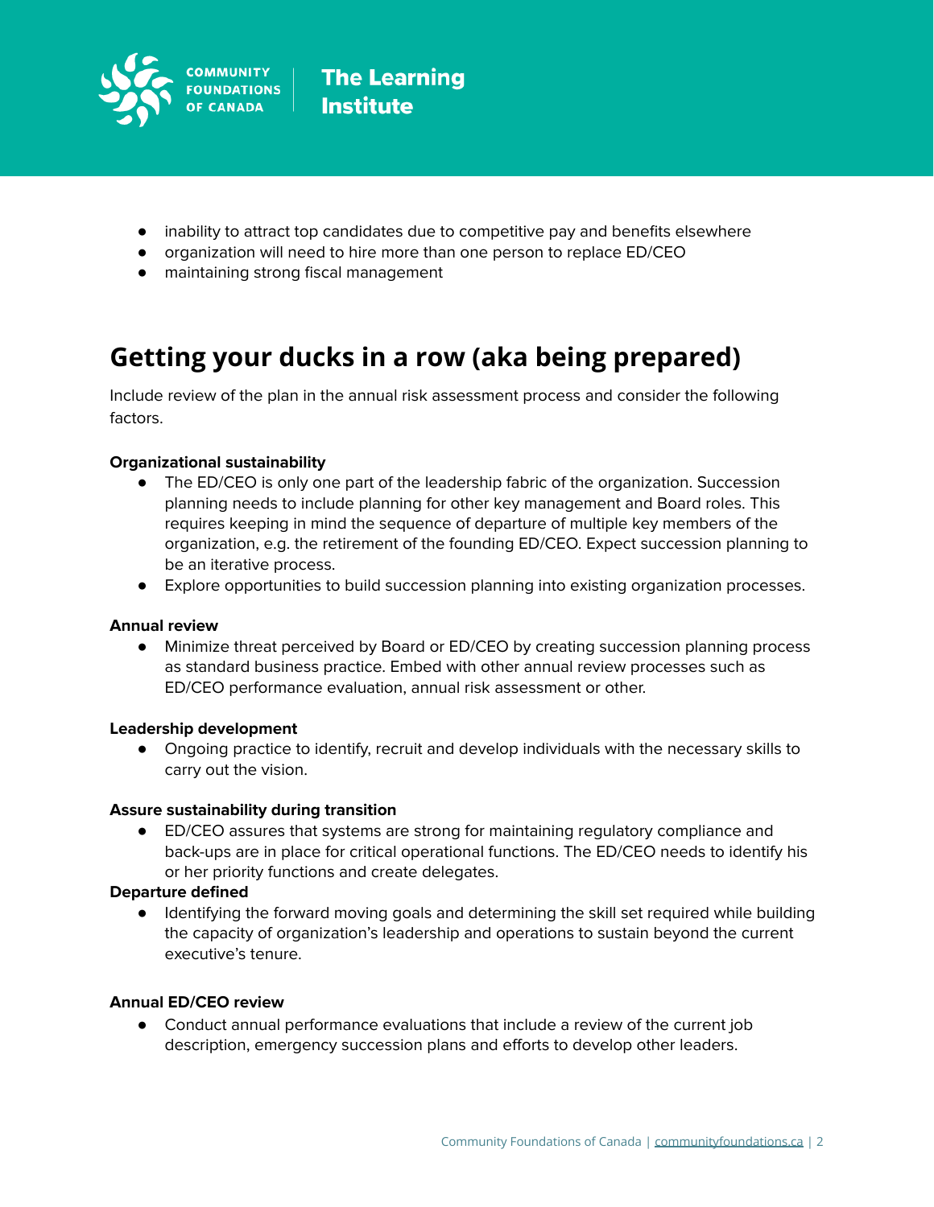- inability to attract top candidates due to competitive pay and benefits elsewhere
- organization will need to hire more than one person to replace ED/CEO
- maintaining strong fiscal management

## Getting your ducks in a row (aka being prepared)

Include review of the plan in the annual risk assessment process and consider the following factors.

**Organizational sustainability**

- The ED/CEO is only one part of the leadership fabric of the organization. Succession planning needs to include planning for other key management and Board roles. This requires keeping in mind the sequence of departure of multiple key members of the organization, e.g. the retirement of the founding ED/CEO. Expect succession planning to be an iterative process.
- Explore opportunities to build succession planning into existing organization processes.

**Annual review**

- Minimize threat perceived by Board or ED/CEO by creating succession planning process as standard business practice. Embed with other annual review processes such as ED/CEO performance evaluation, annual risk assessment or other.

**Leadership development**

- Ongoing practice to identify, recruit and develop individuals with the necessary skills to carry out the vision.

**Assure sustainability during transition**

- ED/CEO assures that systems are strong for maintaining regulatory compliance and back-ups are in place for critical operational functions. The ED/CEO needs to identify his or her priority functions and create delegates.

**Departure defined**

- Identifying the forward moving goals and determining the skill set required while building the capacity of organization's leadership and operations to sustain beyond the current executive's tenure.

**Annual ED/CEO review**

- Conduct annual performance evaluations that include a review of the current job description, emergency succession plans and efforts to develop other leaders.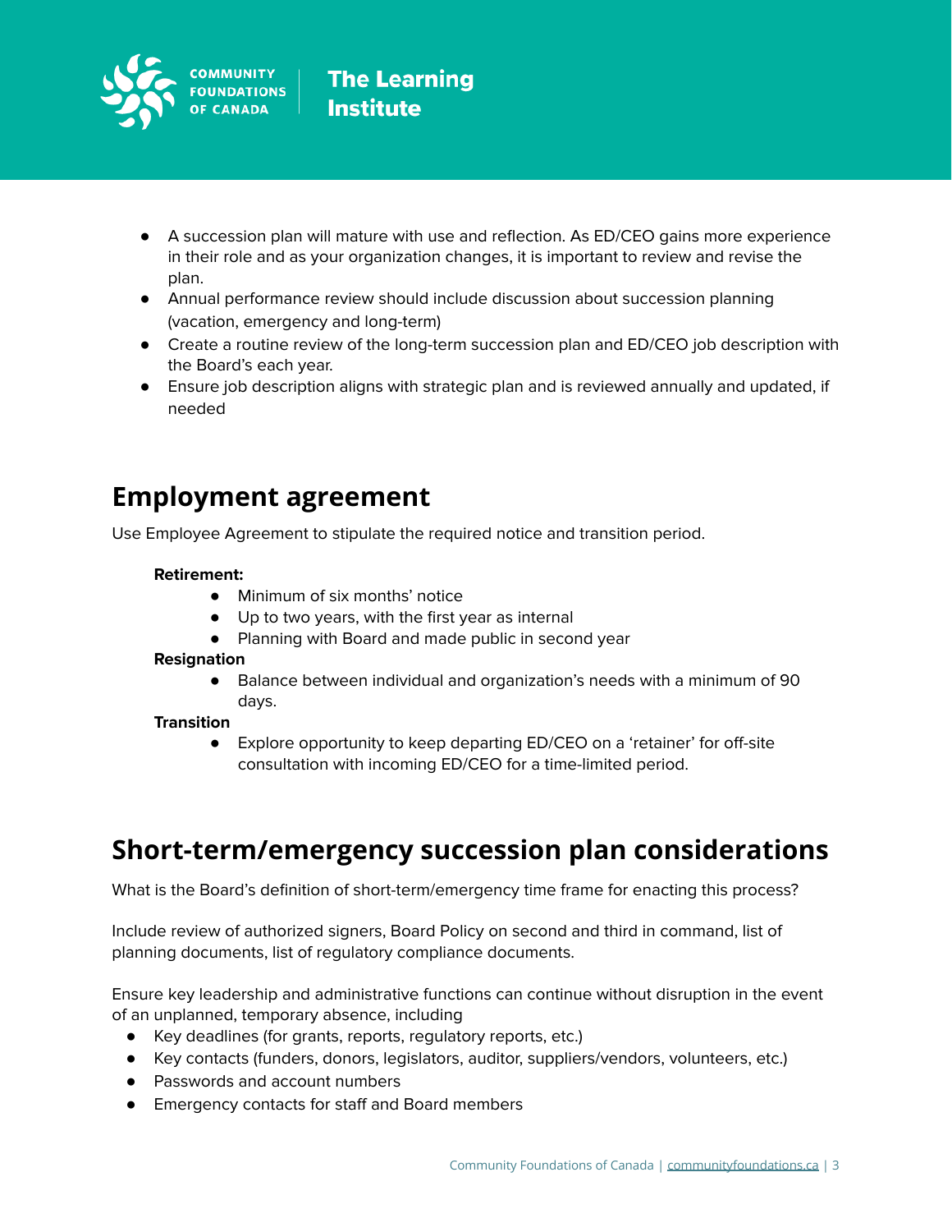- A succession plan will mature with use and reflection. As ED/CEO gains more experience in their role and as your organization changes, it is important to review and revise the plan.
- Annual performance review should include discussion about succession planning (vacation, emergency and long-term)
- Create a routine review of the long-term succession plan and ED/CEO job description with the Board's each year.
- Ensure job description aligns with strategic plan and is reviewed annually and updated, if needed

## Employment agreement

Use Employee Agreement to stipulate the required notice and transition period.

**Retirement:**

- Minimum of six months' notice
- Up to two years, with the first year as internal
- Planning with Board and made public in second year

**Resignation**

- Balance between individual and organization's needs with a minimum of 90 days.

**Transition**

- Explore opportunity to keep departing ED/CEO on a 'retainer' for off-site consultation with incoming ED/CEO for a time-limited period.

## Short-term/emergency succession plan considerations

What is the Board's definition of short-term/emergency time frame for enacting this process?

Include review of authorized signers, Board Policy on second and third in command, list of planning documents, list of regulatory compliance documents.

Ensure key leadership and administrative functions can continue without disruption in the event of an unplanned, temporary absence, including

- Key deadlines (for grants, reports, regulatory reports, etc.)
- Key contacts (funders, donors, legislators, auditor, suppliers/vendors, volunteers, etc.)
- Passwords and account numbers
- Emergency contacts for staff and Board members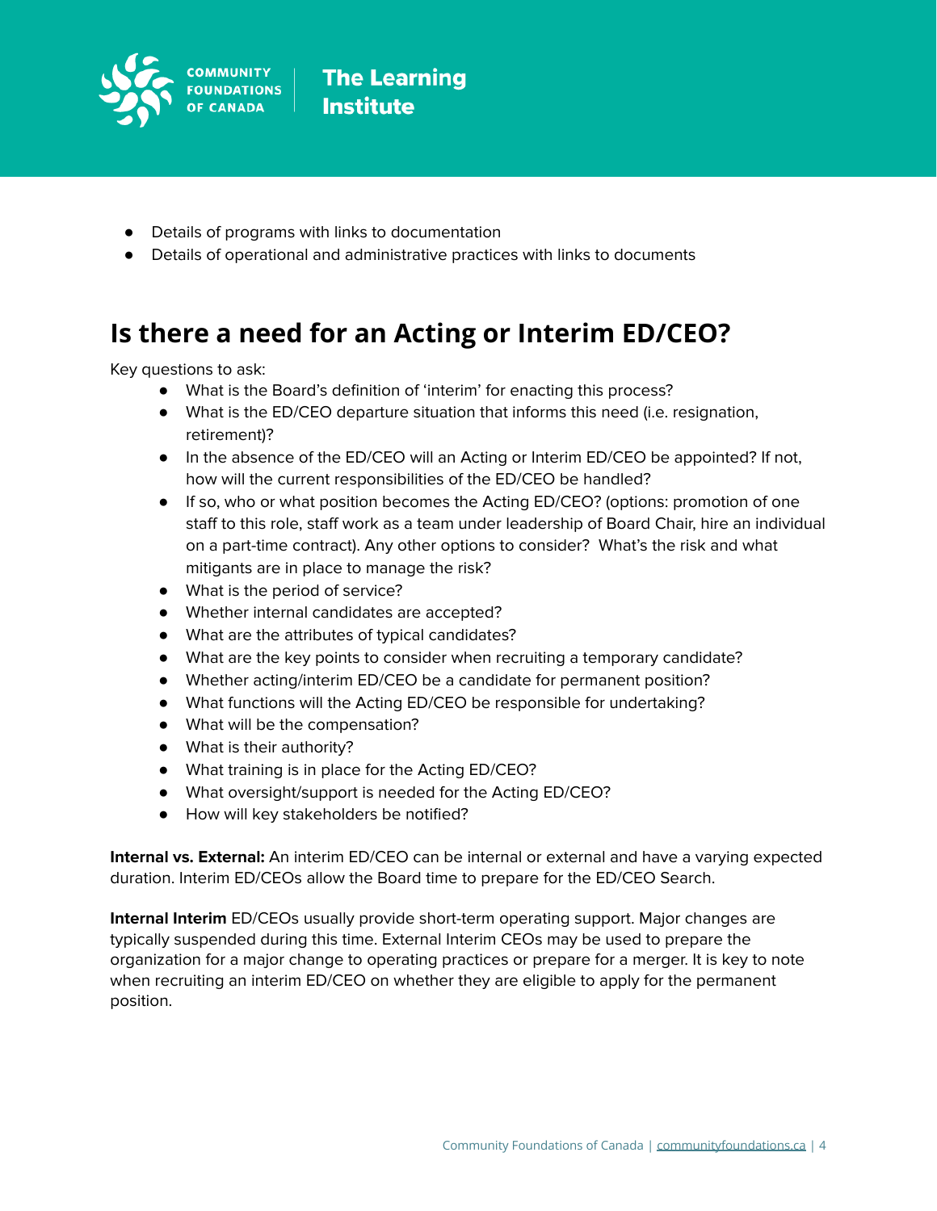- Details of programs with links to documentation
- Details of operational and administrative practices with links to documents

## Is there a need for an Acting or Interim ED/CEO?

Key questions to ask:

- What is the Board's definition of 'interim' for enacting this process?
- What is the ED/CEO departure situation that informs this need (i.e. resignation, retirement)?
- In the absence of the ED/CEO will an Acting or Interim ED/CEO be appointed? If not, how will the current responsibilities of the ED/CEO be handled?
- If so, who or what position becomes the Acting ED/CEO? (options: promotion of one staff to this role, staff work as a team under leadership of Board Chair, hire an individual on a part-time contract). Any other options to consider? What's the risk and what mitigants are in place to manage the risk?
- What is the period of service?
- Whether internal candidates are accepted?
- What are the attributes of typical candidates?
- What are the key points to consider when recruiting a temporary candidate?
- Whether acting/interim ED/CEO be a candidate for permanent position?
- What functions will the Acting ED/CEO be responsible for undertaking?
- What will be the compensation?
- What is their authority?
- What training is in place for the Acting ED/CEO?
- What oversight/support is needed for the Acting ED/CEO?
- How will key stakeholders be notified?

**Internal vs. External:** An interim ED/CEO can be internal or external and have a varying expected duration. Interim ED/CEOs allow the Board time to prepare for the ED/CEO Search.

**Internal Interim** ED/CEOs usually provide short-term operating support. Major changes are typically suspended during this time. External Interim CEOs may be used to prepare the organization for a major change to operating practices or prepare for a merger. It is key to note when recruiting an interim ED/CEO on whether they are eligible to apply for the permanent position.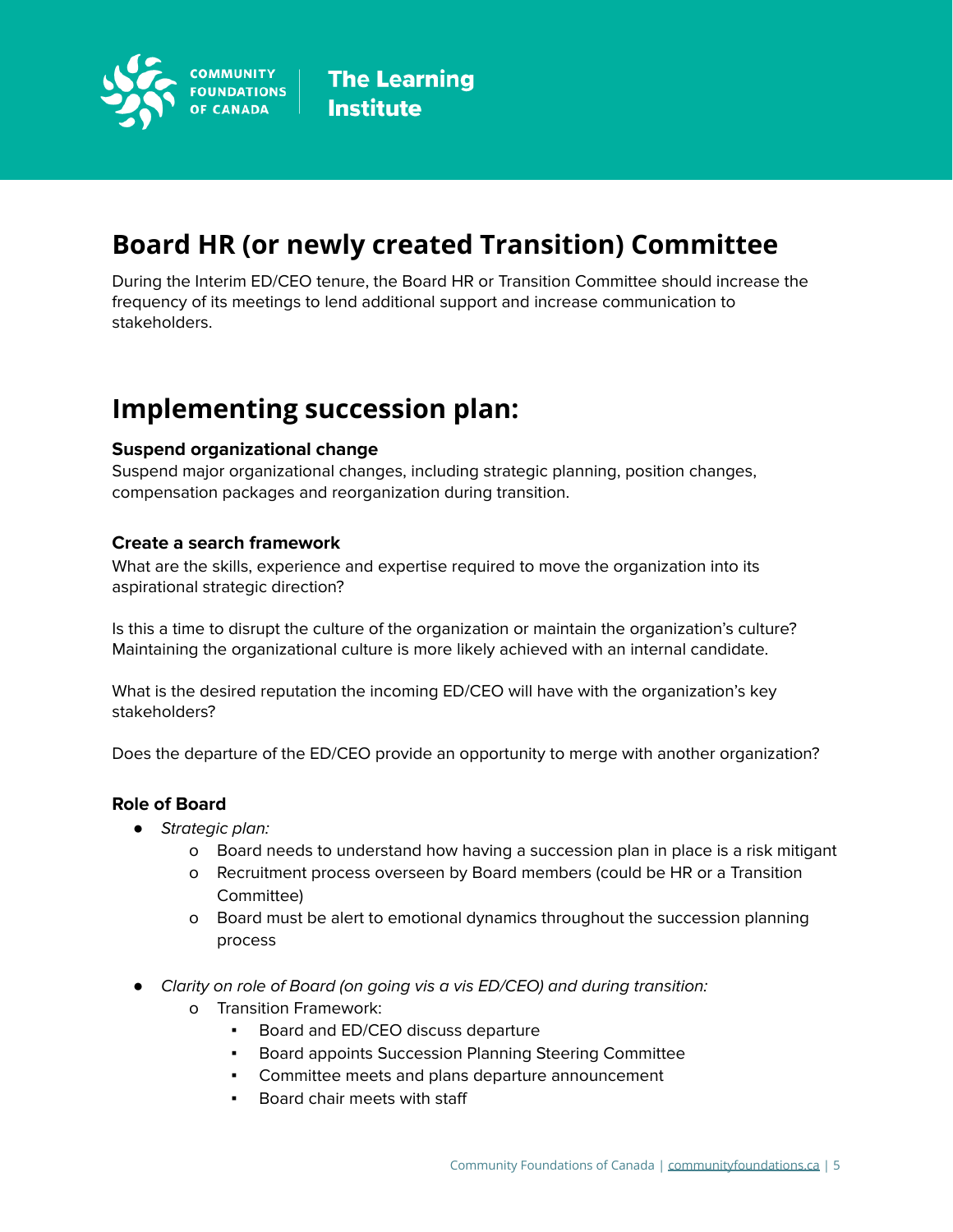## Board HR (or newly created Transition) Committee

During the Interim ED/CEO tenure, the Board HR or Transition Committee should increase the frequency of its meetings to lend additional support and increase communication to stakeholders.

## Implementing succession plan:

**Suspend organizational change**

Suspend major organizational changes, including strategic planning, position changes, compensation packages and reorganization during transition.

**Create a search framework**

What are the skills, experience and expertise required to move the organization into its aspirational strategic direction?

Is this a time to disrupt the culture of the organization or maintain the organization's culture? Maintaining the organizational culture is more likely achieved with an internal candidate.

What is the desired reputation the incoming ED/CEO will have with the organization's key stakeholders?

Does the departure of the ED/CEO provide an opportunity to merge with another organization?

**Role of Board**

- *Strategic plan:*
  - Board needs to understand how having a succession plan in place is a risk mitigant
  - Recruitment process overseen by Board members (could be HR or a Transition Committee)
  - Board must be alert to emotional dynamics throughout the succession planning process

- *Clarity on role of Board (on going vis a vis ED/CEO) and during transition:*
  - Transition Framework:
    - Board and ED/CEO discuss departure
    - Board appoints Succession Planning Steering Committee
    - Committee meets and plans departure announcement
    - Board chair meets with staff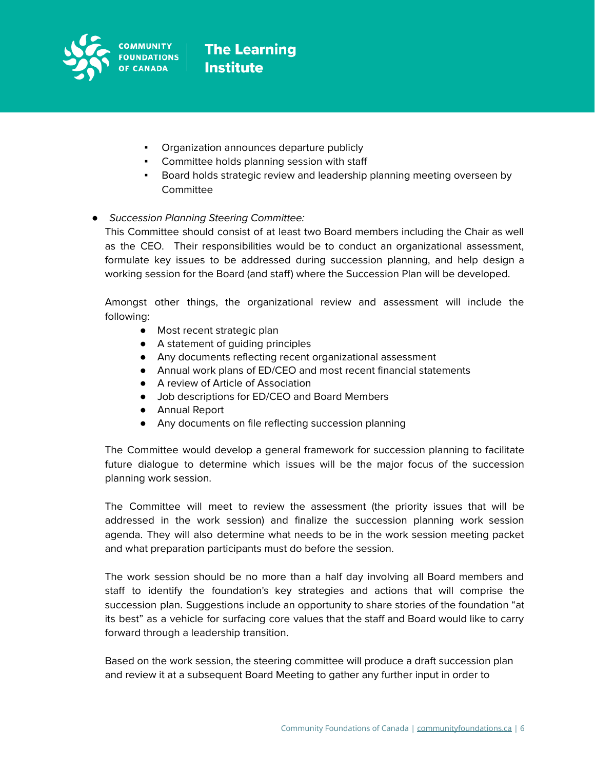- Organization announces departure publicly
    - Committee holds planning session with staff
    - Board holds strategic review and leadership planning meeting overseen by Committee

- *Succession Planning Steering Committee:*
  This Committee should consist of at least two Board members including the Chair as well as the CEO. Their responsibilities would be to conduct an organizational assessment, formulate key issues to be addressed during succession planning, and help design a working session for the Board (and staff) where the Succession Plan will be developed.

  Amongst other things, the organizational review and assessment will include the following:

    - Most recent strategic plan
    - A statement of guiding principles
    - Any documents reflecting recent organizational assessment
    - Annual work plans of ED/CEO and most recent financial statements
    - A review of Article of Association
    - Job descriptions for ED/CEO and Board Members
    - Annual Report
    - Any documents on file reflecting succession planning

  The Committee would develop a general framework for succession planning to facilitate future dialogue to determine which issues will be the major focus of the succession planning work session.

  The Committee will meet to review the assessment (the priority issues that will be addressed in the work session) and finalize the succession planning work session agenda. They will also determine what needs to be in the work session meeting packet and what preparation participants must do before the session.

  The work session should be no more than a half day involving all Board members and staff to identify the foundation's key strategies and actions that will comprise the succession plan. Suggestions include an opportunity to share stories of the foundation "at its best" as a vehicle for surfacing core values that the staff and Board would like to carry forward through a leadership transition.

  Based on the work session, the steering committee will produce a draft succession plan and review it at a subsequent Board Meeting to gather any further input in order to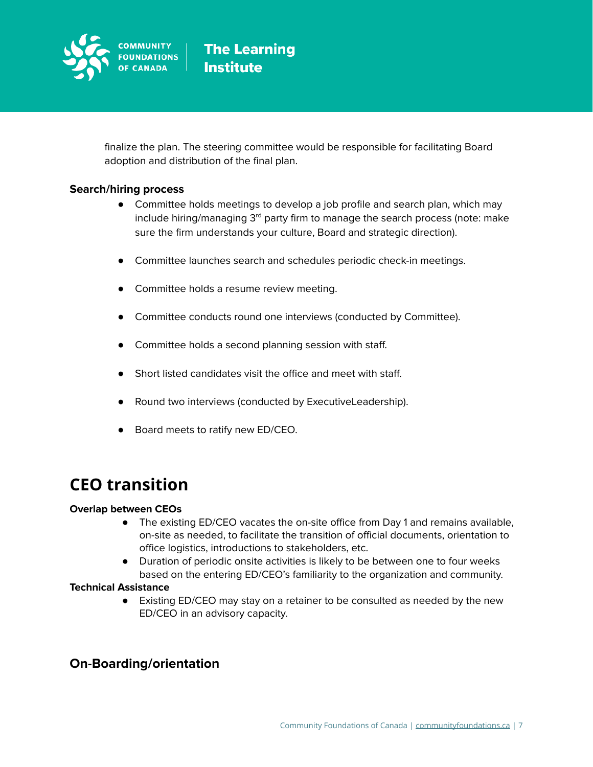finalize the plan. The steering committee would be responsible for facilitating Board adoption and distribution of the final plan.

**Search/hiring process**

- Committee holds meetings to develop a job profile and search plan, which may include hiring/managing 3rd party firm to manage the search process (note: make sure the firm understands your culture, Board and strategic direction).
- Committee launches search and schedules periodic check-in meetings.
- Committee holds a resume review meeting.
- Committee conducts round one interviews (conducted by Committee).
- Committee holds a second planning session with staff.
- Short listed candidates visit the office and meet with staff.
- Round two interviews (conducted by ExecutiveLeadership).
- Board meets to ratify new ED/CEO.

# CEO transition

**Overlap between CEOs**

- The existing ED/CEO vacates the on-site office from Day 1 and remains available, on-site as needed, to facilitate the transition of official documents, orientation to office logistics, introductions to stakeholders, etc.
- Duration of periodic onsite activities is likely to be between one to four weeks based on the entering ED/CEO's familiarity to the organization and community.

**Technical Assistance**

- Existing ED/CEO may stay on a retainer to be consulted as needed by the new ED/CEO in an advisory capacity.

## On-Boarding/orientation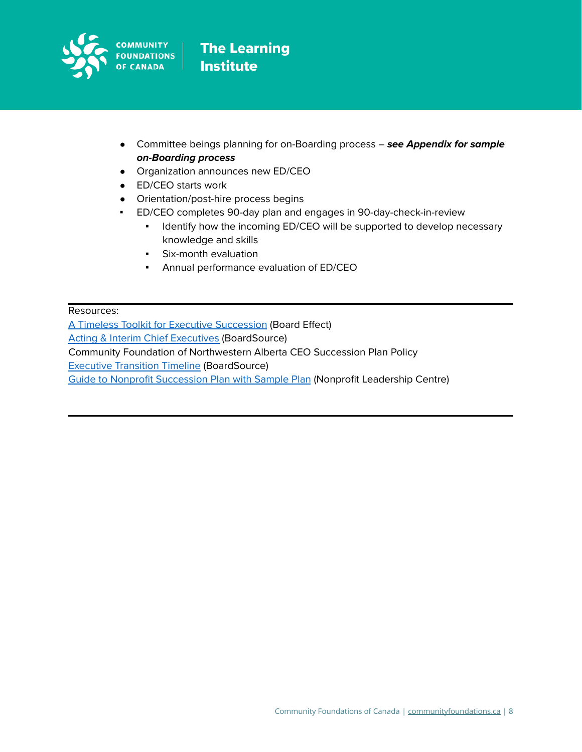- Committee beings planning for on-Boarding process – ***see Appendix for sample on-Boarding process***
- Organization announces new ED/CEO
- ED/CEO starts work
- Orientation/post-hire process begins
- ED/CEO completes 90-day plan and engages in 90-day-check-in-review
    - Identify how the incoming ED/CEO will be supported to develop necessary knowledge and skills
    - Six-month evaluation
    - Annual performance evaluation of ED/CEO

---

Resources:
A Timeless Toolkit for Executive Succession (Board Effect)
Acting & Interim Chief Executives (BoardSource)
Community Foundation of Northwestern Alberta CEO Succession Plan Policy
Executive Transition Timeline (BoardSource)
Guide to Nonprofit Succession Plan with Sample Plan (Nonprofit Leadership Centre)

---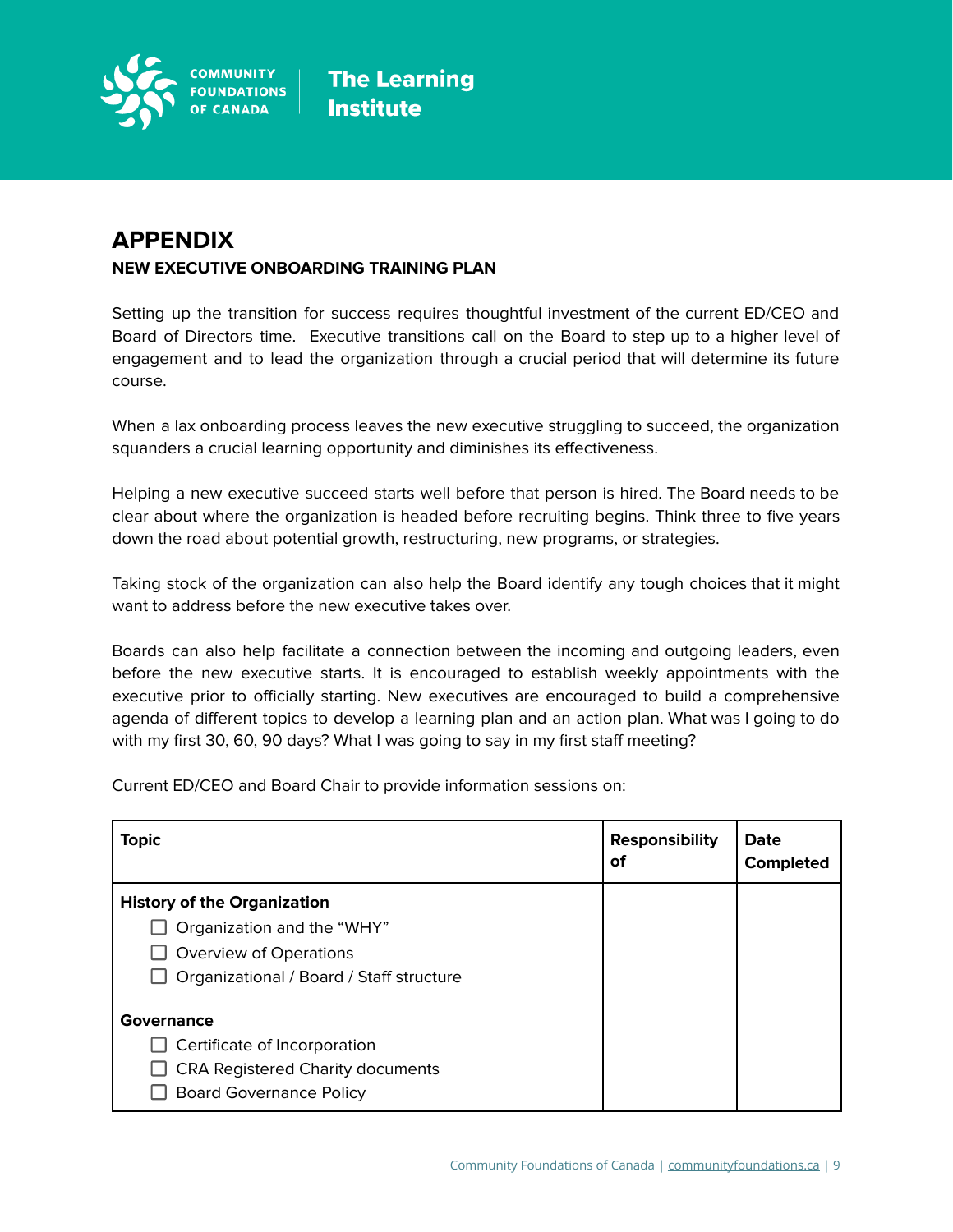# APPENDIX

**NEW EXECUTIVE ONBOARDING TRAINING PLAN**

Setting up the transition for success requires thoughtful investment of the current ED/CEO and Board of Directors time. Executive transitions call on the Board to step up to a higher level of engagement and to lead the organization through a crucial period that will determine its future course.

When a lax onboarding process leaves the new executive struggling to succeed, the organization squanders a crucial learning opportunity and diminishes its effectiveness.

Helping a new executive succeed starts well before that person is hired. The Board needs to be clear about where the organization is headed before recruiting begins. Think three to five years down the road about potential growth, restructuring, new programs, or strategies.

Taking stock of the organization can also help the Board identify any tough choices that it might want to address before the new executive takes over.

Boards can also help facilitate a connection between the incoming and outgoing leaders, even before the new executive starts. It is encouraged to establish weekly appointments with the executive prior to officially starting. New executives are encouraged to build a comprehensive agenda of different topics to develop a learning plan and an action plan. What was I going to do with my first 30, 60, 90 days? What I was going to say in my first staff meeting?

Current ED/CEO and Board Chair to provide information sessions on:

| Topic | Responsibility of | Date Completed |
|---|---|---|
| **History of the Organization**<br>☐ Organization and the "WHY"<br>☐ Overview of Operations<br>☐ Organizational / Board / Staff structure<br><br>**Governance**<br>☐ Certificate of Incorporation<br>☐ CRA Registered Charity documents<br>☐ Board Governance Policy | | |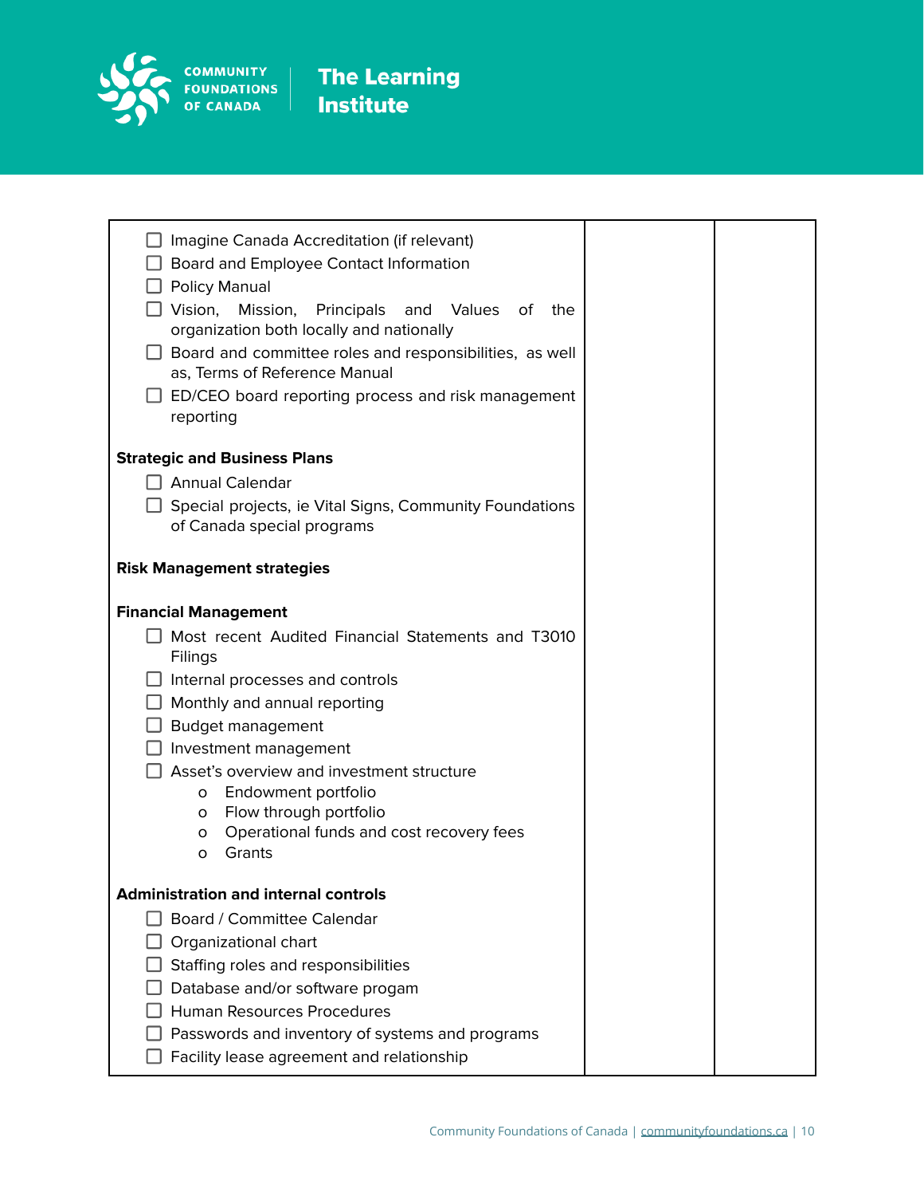| | | |
|---|---|---|
| ☐ Imagine Canada Accreditation (if relevant)<br>☐ Board and Employee Contact Information<br>☐ Policy Manual<br>☐ Vision, Mission, Principals and Values of the organization both locally and nationally<br>☐ Board and committee roles and responsibilities, as well as, Terms of Reference Manual<br>☐ ED/CEO board reporting process and risk management reporting<br><br>**Strategic and Business Plans**<br>☐ Annual Calendar<br>☐ Special projects, ie Vital Signs, Community Foundations of Canada special programs<br><br>**Risk Management strategies**<br><br>**Financial Management**<br>☐ Most recent Audited Financial Statements and T3010 Filings<br>☐ Internal processes and controls<br>☐ Monthly and annual reporting<br>☐ Budget management<br>☐ Investment management<br>☐ Asset's overview and investment structure<br>o Endowment portfolio<br>o Flow through portfolio<br>o Operational funds and cost recovery fees<br>o Grants<br><br>**Administration and internal controls**<br>☐ Board / Committee Calendar<br>☐ Organizational chart<br>☐ Staffing roles and responsibilities<br>☐ Database and/or software progam<br>☐ Human Resources Procedures<br>☐ Passwords and inventory of systems and programs<br>☐ Facility lease agreement and relationship | | |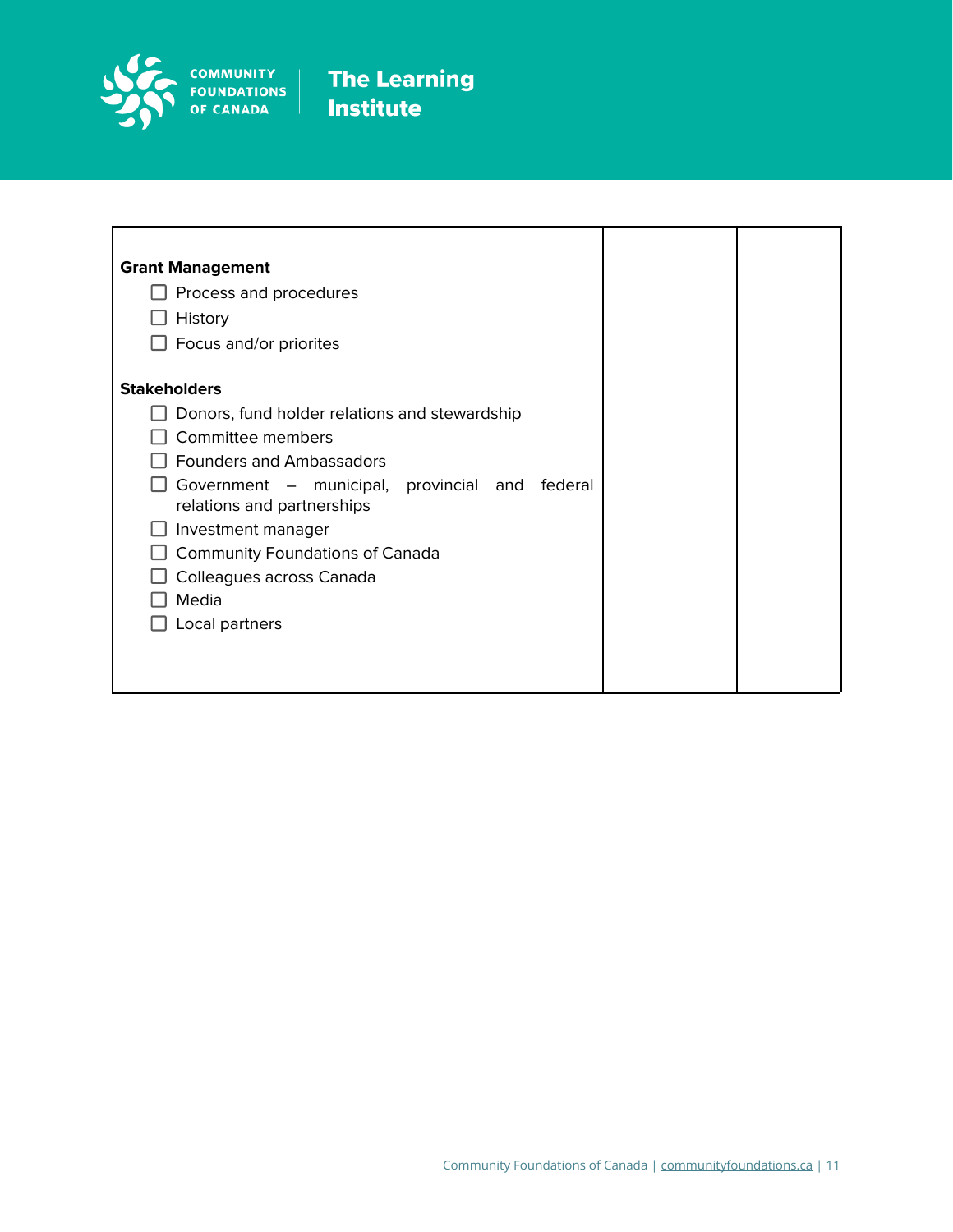| | | |
|---|---|---|
| **Grant Management**<br>☐ Process and procedures<br>☐ History<br>☐ Focus and/or priorites<br><br>**Stakeholders**<br>☐ Donors, fund holder relations and stewardship<br>☐ Committee members<br>☐ Founders and Ambassadors<br>☐ Government – municipal, provincial and federal relations and partnerships<br>☐ Investment manager<br>☐ Community Foundations of Canada<br>☐ Colleagues across Canada<br>☐ Media<br>☐ Local partners | | |